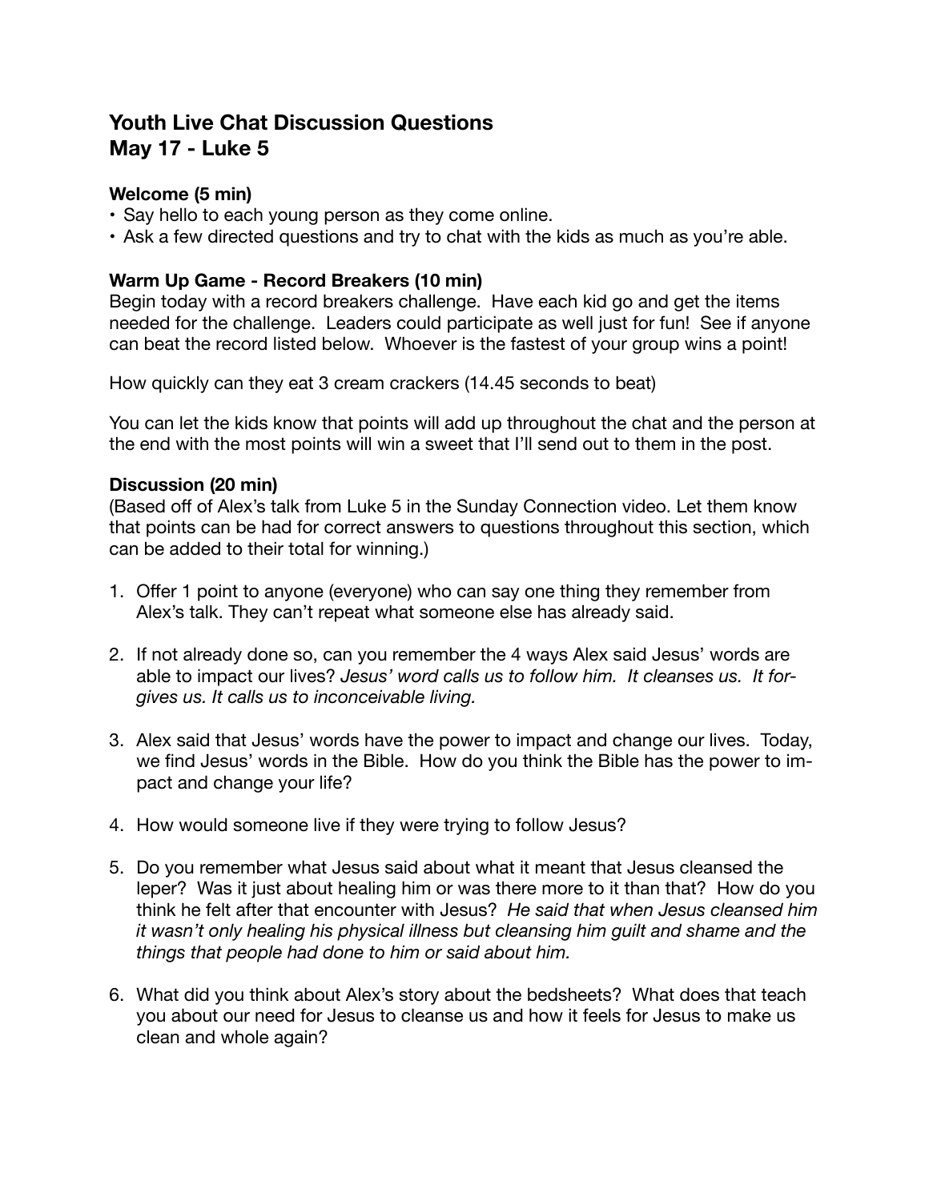# Youth Live Chat Discussion Questions
# May 17 - Luke 5

**Welcome (5 min)**

- Say hello to each young person as they come online.
- Ask a few directed questions and try to chat with the kids as much as you're able.

**Warm Up Game - Record Breakers (10 min)**

Begin today with a record breakers challenge. Have each kid go and get the items needed for the challenge. Leaders could participate as well just for fun! See if anyone can beat the record listed below. Whoever is the fastest of your group wins a point!

How quickly can they eat 3 cream crackers (14.45 seconds to beat)

You can let the kids know that points will add up throughout the chat and the person at the end with the most points will win a sweet that I'll send out to them in the post.

**Discussion (20 min)**

(Based off of Alex's talk from Luke 5 in the Sunday Connection video. Let them know that points can be had for correct answers to questions throughout this section, which can be added to their total for winning.)

1. Offer 1 point to anyone (everyone) who can say one thing they remember from Alex's talk. They can't repeat what someone else has already said.

2. If not already done so, can you remember the 4 ways Alex said Jesus' words are able to impact our lives? *Jesus' word calls us to follow him. It cleanses us. It forgives us. It calls us to inconceivable living.*

3. Alex said that Jesus' words have the power to impact and change our lives. Today, we find Jesus' words in the Bible. How do you think the Bible has the power to impact and change your life?

4. How would someone live if they were trying to follow Jesus?

5. Do you remember what Jesus said about what it meant that Jesus cleansed the leper? Was it just about healing him or was there more to it than that? How do you think he felt after that encounter with Jesus? *He said that when Jesus cleansed him it wasn't only healing his physical illness but cleansing him guilt and shame and the things that people had done to him or said about him.*

6. What did you think about Alex's story about the bedsheets? What does that teach you about our need for Jesus to cleanse us and how it feels for Jesus to make us clean and whole again?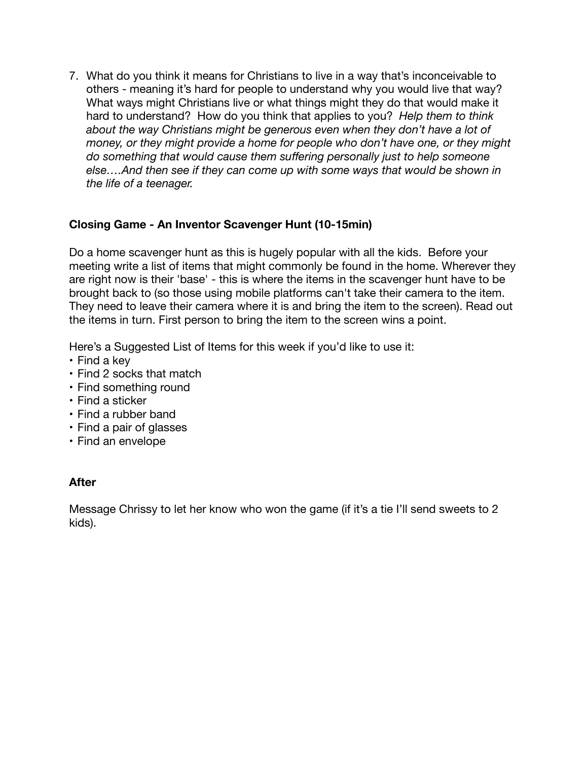7. What do you think it means for Christians to live in a way that's inconceivable to others - meaning it's hard for people to understand why you would live that way? What ways might Christians live or what things might they do that would make it hard to understand? How do you think that applies to you? *Help them to think about the way Christians might be generous even when they don't have a lot of money, or they might provide a home for people who don't have one, or they might do something that would cause them suffering personally just to help someone else….And then see if they can come up with some ways that would be shown in the life of a teenager.*

**Closing Game - An Inventor Scavenger Hunt (10-15min)**

Do a home scavenger hunt as this is hugely popular with all the kids. Before your meeting write a list of items that might commonly be found in the home. Wherever they are right now is their 'base' - this is where the items in the scavenger hunt have to be brought back to (so those using mobile platforms can't take their camera to the item. They need to leave their camera where it is and bring the item to the screen). Read out the items in turn. First person to bring the item to the screen wins a point.

Here's a Suggested List of Items for this week if you'd like to use it:

- Find a key
- Find 2 socks that match
- Find something round
- Find a sticker
- Find a rubber band
- Find a pair of glasses
- Find an envelope

**After**

Message Chrissy to let her know who won the game (if it's a tie I'll send sweets to 2 kids).